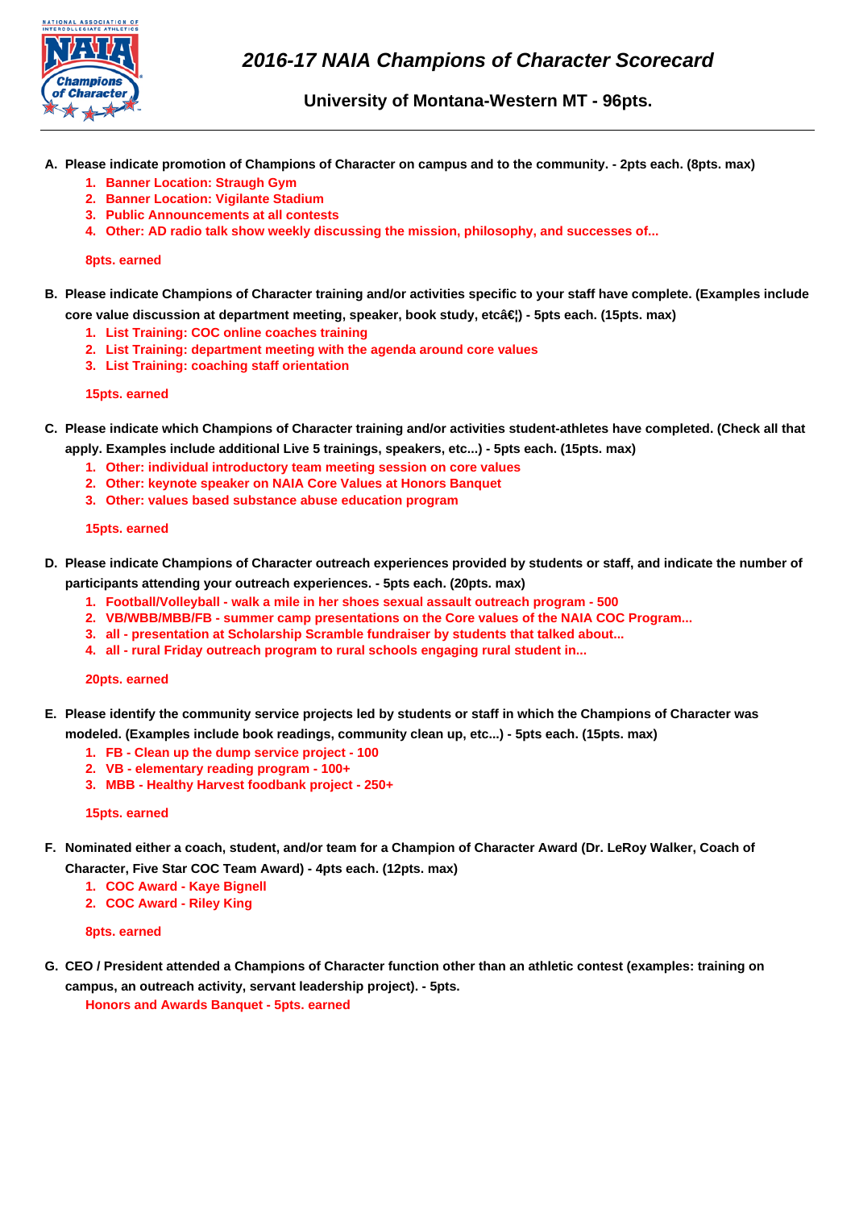# 2016-17 NAIA Champions of Character Scorecard

## University of Montana-Western MT - 96pts.

**A. Please indicate promotion of Champions of Character on campus and to the community. - 2pts each. (8pts. max)**

1. Banner Location: Straugh Gym
2. Banner Location: Vigilante Stadium
3. Public Announcements at all contests
4. Other: AD radio talk show weekly discussing the mission, philosophy, and successes of...

**8pts. earned**

**B. Please indicate Champions of Character training and/or activities specific to your staff have complete. (Examples include core value discussion at department meeting, speaker, book study, etcâ€¦) - 5pts each. (15pts. max)**

1. List Training: COC online coaches training
2. List Training: department meeting with the agenda around core values
3. List Training: coaching staff orientation

**15pts. earned**

**C. Please indicate which Champions of Character training and/or activities student-athletes have completed. (Check all that apply. Examples include additional Live 5 trainings, speakers, etc...) - 5pts each. (15pts. max)**

1. Other: individual introductory team meeting session on core values
2. Other: keynote speaker on NAIA Core Values at Honors Banquet
3. Other: values based substance abuse education program

**15pts. earned**

**D. Please indicate Champions of Character outreach experiences provided by students or staff, and indicate the number of participants attending your outreach experiences. - 5pts each. (20pts. max)**

1. Football/Volleyball - walk a mile in her shoes sexual assault outreach program - 500
2. VB/WBB/MBB/FB - summer camp presentations on the Core values of the NAIA COC Program...
3. all - presentation at Scholarship Scramble fundraiser by students that talked about...
4. all - rural Friday outreach program to rural schools engaging rural student in...

**20pts. earned**

**E. Please identify the community service projects led by students or staff in which the Champions of Character was modeled. (Examples include book readings, community clean up, etc...) - 5pts each. (15pts. max)**

1. FB - Clean up the dump service project - 100
2. VB - elementary reading program - 100+
3. MBB - Healthy Harvest foodbank project - 250+

**15pts. earned**

**F. Nominated either a coach, student, and/or team for a Champion of Character Award (Dr. LeRoy Walker, Coach of Character, Five Star COC Team Award) - 4pts each. (12pts. max)**

1. COC Award - Kaye Bignell
2. COC Award - Riley King

**8pts. earned**

**G. CEO / President attended a Champions of Character function other than an athletic contest (examples: training on campus, an outreach activity, servant leadership project). - 5pts.**

Honors and Awards Banquet - 5pts. earned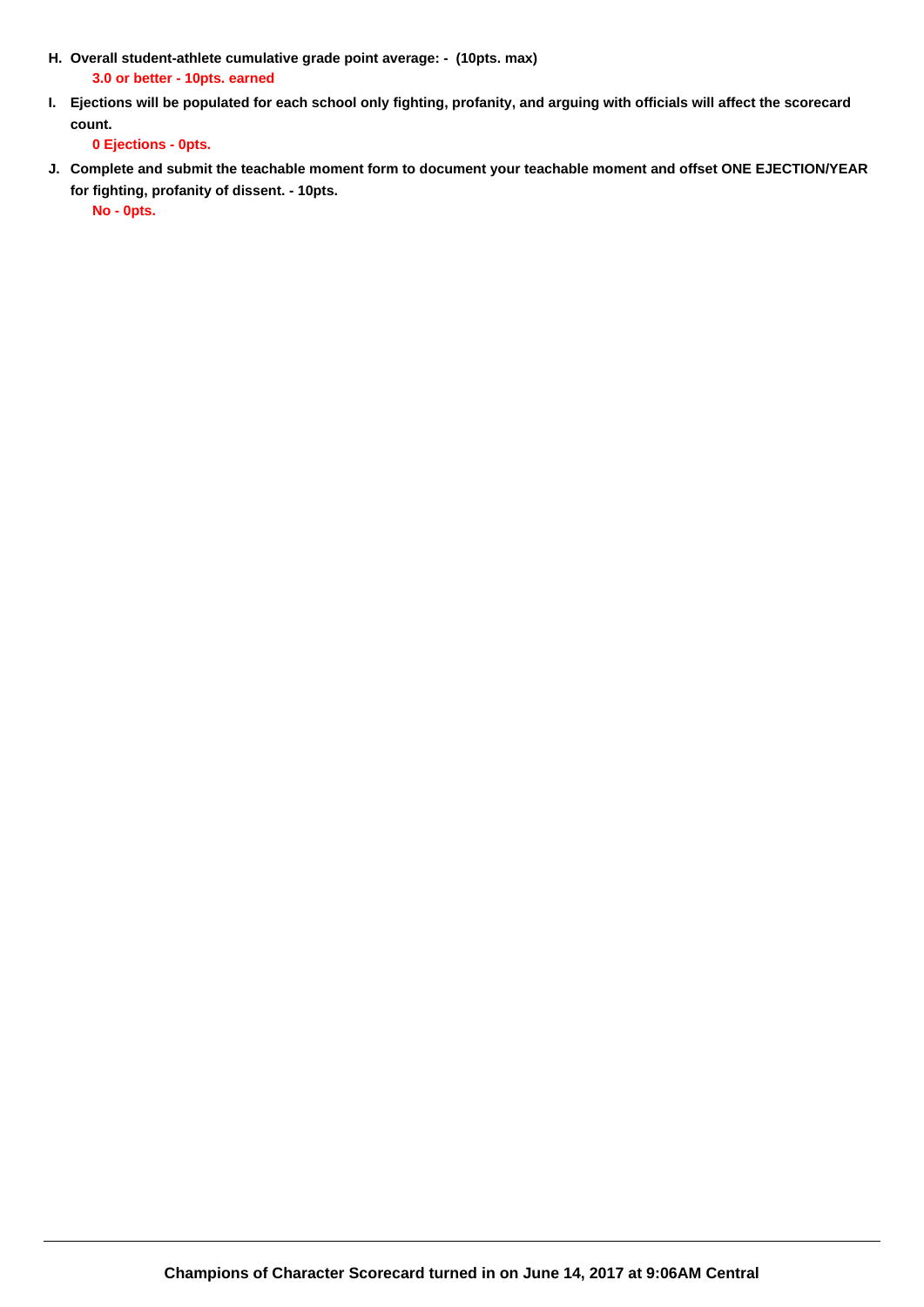**H. Overall student-athlete cumulative grade point average: - (10pts. max)**

**3.0 or better - 10pts. earned**

**I. Ejections will be populated for each school only fighting, profanity, and arguing with officials will affect the scorecard count.**

**0 Ejections - 0pts.**

**J. Complete and submit the teachable moment form to document your teachable moment and offset ONE EJECTION/YEAR for fighting, profanity of dissent. - 10pts.**

**No - 0pts.**

---

**Champions of Character Scorecard turned in on June 14, 2017 at 9:06AM Central**